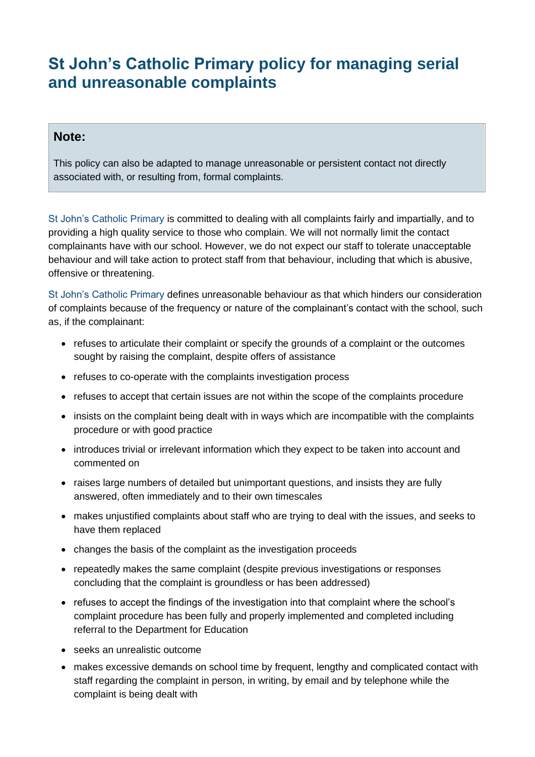# St John’s Catholic Primary policy for managing serial and unreasonable complaints

> **Note:**
>
> This policy can also be adapted to manage unreasonable or persistent contact not directly associated with, or resulting from, formal complaints.

St John’s Catholic Primary is committed to dealing with all complaints fairly and impartially, and to providing a high quality service to those who complain. We will not normally limit the contact complainants have with our school. However, we do not expect our staff to tolerate unacceptable behaviour and will take action to protect staff from that behaviour, including that which is abusive, offensive or threatening.

St John’s Catholic Primary defines unreasonable behaviour as that which hinders our consideration of complaints because of the frequency or nature of the complainant’s contact with the school, such as, if the complainant:

- refuses to articulate their complaint or specify the grounds of a complaint or the outcomes sought by raising the complaint, despite offers of assistance
- refuses to co-operate with the complaints investigation process
- refuses to accept that certain issues are not within the scope of the complaints procedure
- insists on the complaint being dealt with in ways which are incompatible with the complaints procedure or with good practice
- introduces trivial or irrelevant information which they expect to be taken into account and commented on
- raises large numbers of detailed but unimportant questions, and insists they are fully answered, often immediately and to their own timescales
- makes unjustified complaints about staff who are trying to deal with the issues, and seeks to have them replaced
- changes the basis of the complaint as the investigation proceeds
- repeatedly makes the same complaint (despite previous investigations or responses concluding that the complaint is groundless or has been addressed)
- refuses to accept the findings of the investigation into that complaint where the school’s complaint procedure has been fully and properly implemented and completed including referral to the Department for Education
- seeks an unrealistic outcome
- makes excessive demands on school time by frequent, lengthy and complicated contact with staff regarding the complaint in person, in writing, by email and by telephone while the complaint is being dealt with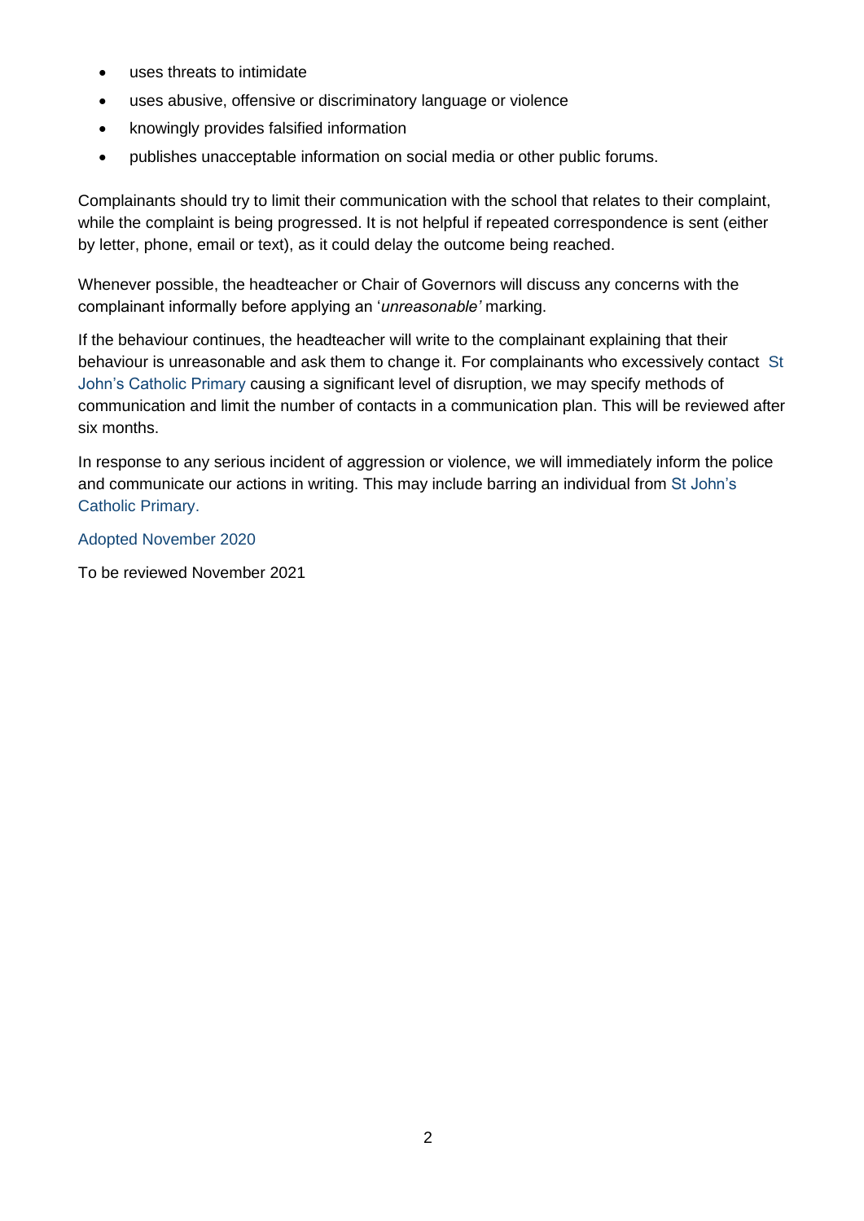- uses threats to intimidate
- uses abusive, offensive or discriminatory language or violence
- knowingly provides falsified information
- publishes unacceptable information on social media or other public forums.

Complainants should try to limit their communication with the school that relates to their complaint, while the complaint is being progressed. It is not helpful if repeated correspondence is sent (either by letter, phone, email or text), as it could delay the outcome being reached.

Whenever possible, the headteacher or Chair of Governors will discuss any concerns with the complainant informally before applying an '*unreasonable'* marking.

If the behaviour continues, the headteacher will write to the complainant explaining that their behaviour is unreasonable and ask them to change it. For complainants who excessively contact St John's Catholic Primary causing a significant level of disruption, we may specify methods of communication and limit the number of contacts in a communication plan. This will be reviewed after six months.

In response to any serious incident of aggression or violence, we will immediately inform the police and communicate our actions in writing. This may include barring an individual from St John's Catholic Primary.

Adopted November 2020

To be reviewed November 2021